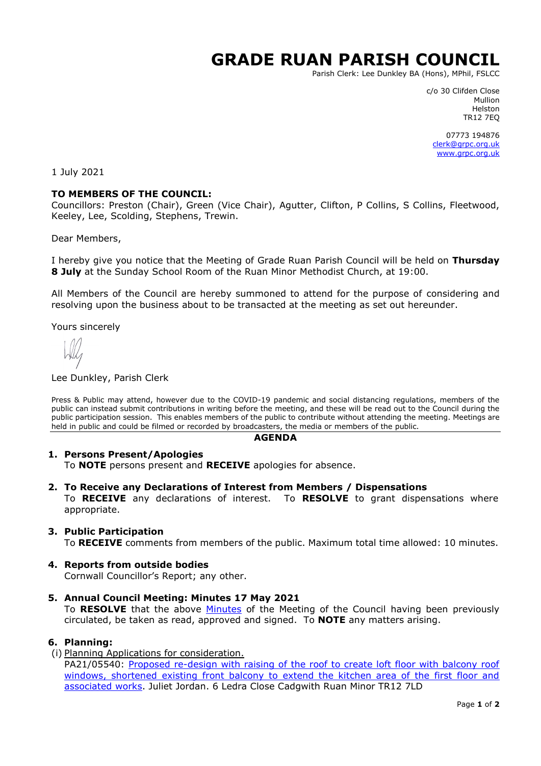# GRADE RUAN PARISH COUNCIL

Parish Clerk: Lee Dunkley BA (Hons), MPhil, FSLCC

c/o 30 Clifden Close
Mullion
Helston
TR12 7EQ

07773 194876
clerk@grpc.org.uk
www.grpc.org.uk

1 July 2021

**TO MEMBERS OF THE COUNCIL:**
Councillors: Preston (Chair), Green (Vice Chair), Agutter, Clifton, P Collins, S Collins, Fleetwood, Keeley, Lee, Scolding, Stephens, Trewin.

Dear Members,

I hereby give you notice that the Meeting of Grade Ruan Parish Council will be held on **Thursday 8 July** at the Sunday School Room of the Ruan Minor Methodist Church, at 19:00.

All Members of the Council are hereby summoned to attend for the purpose of considering and resolving upon the business about to be transacted at the meeting as set out hereunder.

Yours sincerely

Lee Dunkley, Parish Clerk

Press & Public may attend, however due to the COVID-19 pandemic and social distancing regulations, members of the public can instead submit contributions in writing before the meeting, and these will be read out to the Council during the public participation session. This enables members of the public to contribute without attending the meeting. Meetings are held in public and could be filmed or recorded by broadcasters, the media or members of the public.

## AGENDA

1. **Persons Present/Apologies**
   To **NOTE** persons present and **RECEIVE** apologies for absence.

2. **To Receive any Declarations of Interest from Members / Dispensations**
   To **RECEIVE** any declarations of interest. To **RESOLVE** to grant dispensations where appropriate.

3. **Public Participation**
   To **RECEIVE** comments from members of the public. Maximum total time allowed: 10 minutes.

4. **Reports from outside bodies**
   Cornwall Councillor's Report; any other.

5. **Annual Council Meeting: Minutes 17 May 2021**
   To **RESOLVE** that the above Minutes of the Meeting of the Council having been previously circulated, be taken as read, approved and signed. To **NOTE** any matters arising.

6. **Planning:**
   (i) Planning Applications for consideration.
   PA21/05540: Proposed re-design with raising of the roof to create loft floor with balcony roof windows, shortened existing front balcony to extend the kitchen area of the first floor and associated works. Juliet Jordan. 6 Ledra Close Cadgwith Ruan Minor TR12 7LD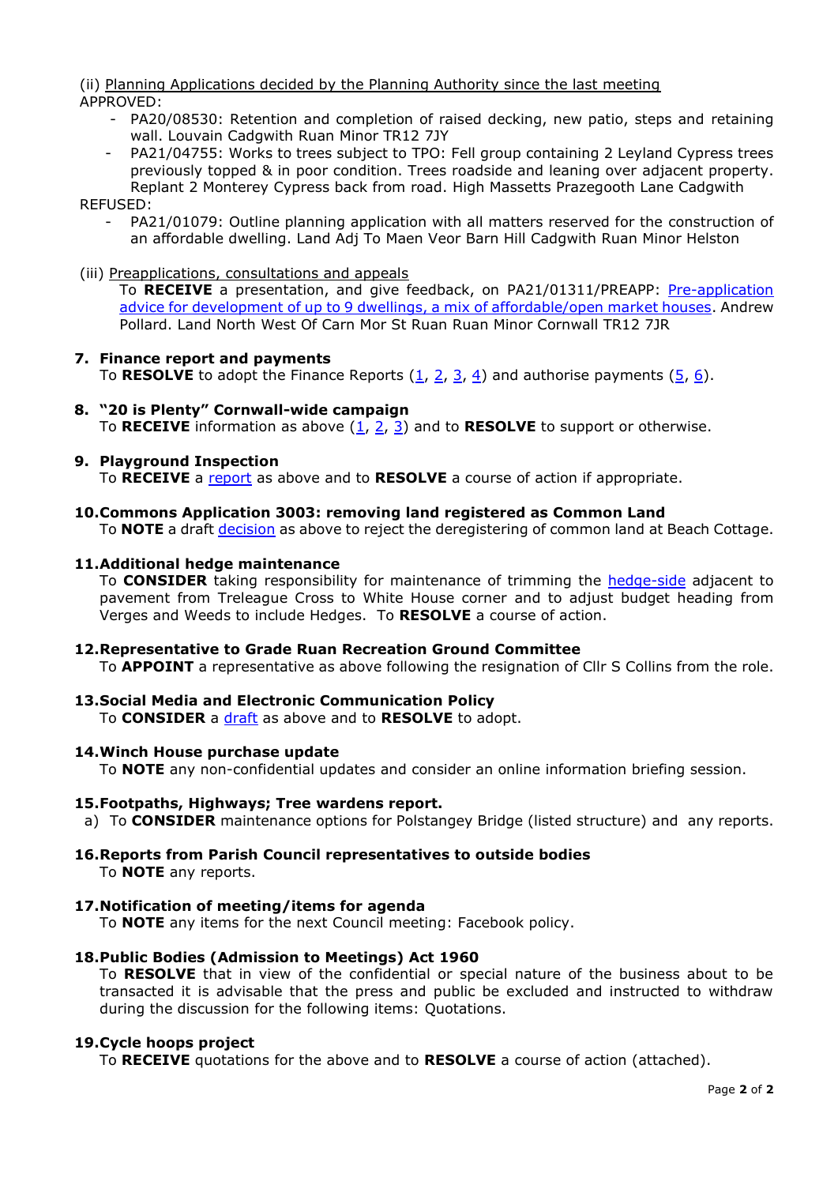(ii) Planning Applications decided by the Planning Authority since the last meeting

APPROVED:

- PA20/08530: Retention and completion of raised decking, new patio, steps and retaining wall. Louvain Cadgwith Ruan Minor TR12 7JY
- PA21/04755: Works to trees subject to TPO: Fell group containing 2 Leyland Cypress trees previously topped & in poor condition. Trees roadside and leaning over adjacent property. Replant 2 Monterey Cypress back from road. High Massetts Prazegooth Lane Cadgwith

REFUSED:

- PA21/01079: Outline planning application with all matters reserved for the construction of an affordable dwelling. Land Adj To Maen Veor Barn Hill Cadgwith Ruan Minor Helston

(iii) Preapplications, consultations and appeals

To **RECEIVE** a presentation, and give feedback, on PA21/01311/PREAPP: Pre-application advice for development of up to 9 dwellings, a mix of affordable/open market houses. Andrew Pollard. Land North West Of Carn Mor St Ruan Ruan Minor Cornwall TR12 7JR

**7. Finance report and payments**

To **RESOLVE** to adopt the Finance Reports (1, 2, 3, 4) and authorise payments (5, 6).

**8. "20 is Plenty" Cornwall-wide campaign**

To **RECEIVE** information as above (1, 2, 3) and to **RESOLVE** to support or otherwise.

**9. Playground Inspection**

To **RECEIVE** a report as above and to **RESOLVE** a course of action if appropriate.

**10. Commons Application 3003: removing land registered as Common Land**

To **NOTE** a draft decision as above to reject the deregistering of common land at Beach Cottage.

**11. Additional hedge maintenance**

To **CONSIDER** taking responsibility for maintenance of trimming the hedge-side adjacent to pavement from Treleague Cross to White House corner and to adjust budget heading from Verges and Weeds to include Hedges. To **RESOLVE** a course of action.

**12. Representative to Grade Ruan Recreation Ground Committee**

To **APPOINT** a representative as above following the resignation of Cllr S Collins from the role.

**13. Social Media and Electronic Communication Policy**

To **CONSIDER** a draft as above and to **RESOLVE** to adopt.

**14. Winch House purchase update**

To **NOTE** any non-confidential updates and consider an online information briefing session.

**15. Footpaths, Highways; Tree wardens report.**

a) To **CONSIDER** maintenance options for Polstangey Bridge (listed structure) and any reports.

**16. Reports from Parish Council representatives to outside bodies**

To **NOTE** any reports.

**17. Notification of meeting/items for agenda**

To **NOTE** any items for the next Council meeting: Facebook policy.

**18. Public Bodies (Admission to Meetings) Act 1960**

To **RESOLVE** that in view of the confidential or special nature of the business about to be transacted it is advisable that the press and public be excluded and instructed to withdraw during the discussion for the following items: Quotations.

**19. Cycle hoops project**

To **RECEIVE** quotations for the above and to **RESOLVE** a course of action (attached).